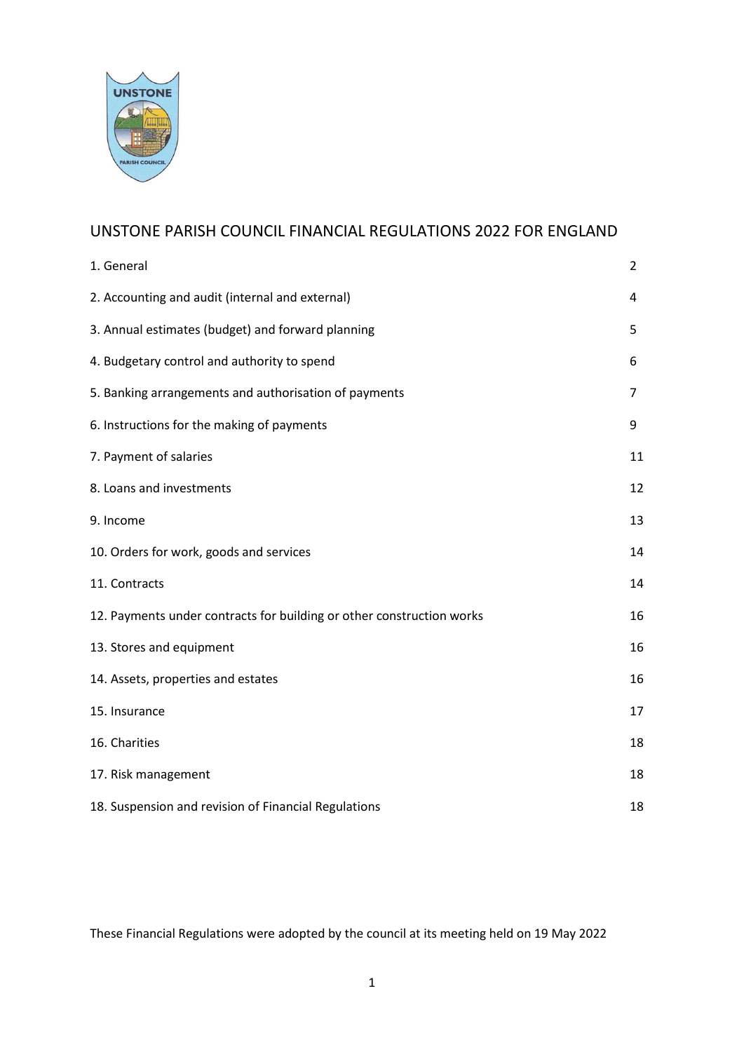# UNSTONE PARISH COUNCIL FINANCIAL REGULATIONS 2022 FOR ENGLAND

| | |
|---|---|
| 1. General | 2 |
| 2. Accounting and audit (internal and external) | 4 |
| 3. Annual estimates (budget) and forward planning | 5 |
| 4. Budgetary control and authority to spend | 6 |
| 5. Banking arrangements and authorisation of payments | 7 |
| 6. Instructions for the making of payments | 9 |
| 7. Payment of salaries | 11 |
| 8. Loans and investments | 12 |
| 9. Income | 13 |
| 10. Orders for work, goods and services | 14 |
| 11. Contracts | 14 |
| 12. Payments under contracts for building or other construction works | 16 |
| 13. Stores and equipment | 16 |
| 14. Assets, properties and estates | 16 |
| 15. Insurance | 17 |
| 16. Charities | 18 |
| 17. Risk management | 18 |
| 18. Suspension and revision of Financial Regulations | 18 |

These Financial Regulations were adopted by the council at its meeting held on 19 May 2022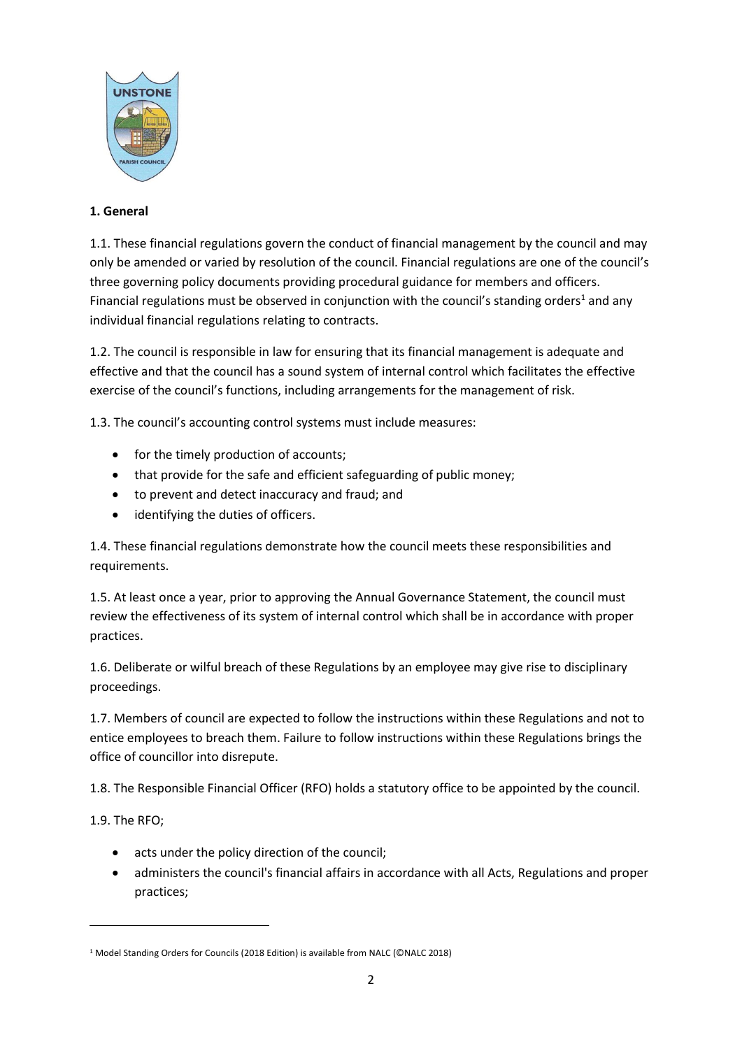## 1. General

1.1. These financial regulations govern the conduct of financial management by the council and may only be amended or varied by resolution of the council. Financial regulations are one of the council's three governing policy documents providing procedural guidance for members and officers. Financial regulations must be observed in conjunction with the council's standing orders[1] and any individual financial regulations relating to contracts.

1.2. The council is responsible in law for ensuring that its financial management is adequate and effective and that the council has a sound system of internal control which facilitates the effective exercise of the council's functions, including arrangements for the management of risk.

1.3. The council's accounting control systems must include measures:

- for the timely production of accounts;
- that provide for the safe and efficient safeguarding of public money;
- to prevent and detect inaccuracy and fraud; and
- identifying the duties of officers.

1.4. These financial regulations demonstrate how the council meets these responsibilities and requirements.

1.5. At least once a year, prior to approving the Annual Governance Statement, the council must review the effectiveness of its system of internal control which shall be in accordance with proper practices.

1.6. Deliberate or wilful breach of these Regulations by an employee may give rise to disciplinary proceedings.

1.7. Members of council are expected to follow the instructions within these Regulations and not to entice employees to breach them. Failure to follow instructions within these Regulations brings the office of councillor into disrepute.

1.8. The Responsible Financial Officer (RFO) holds a statutory office to be appointed by the council.

1.9. The RFO;

- acts under the policy direction of the council;
- administers the council's financial affairs in accordance with all Acts, Regulations and proper practices;

[1] Model Standing Orders for Councils (2018 Edition) is available from NALC (©NALC 2018)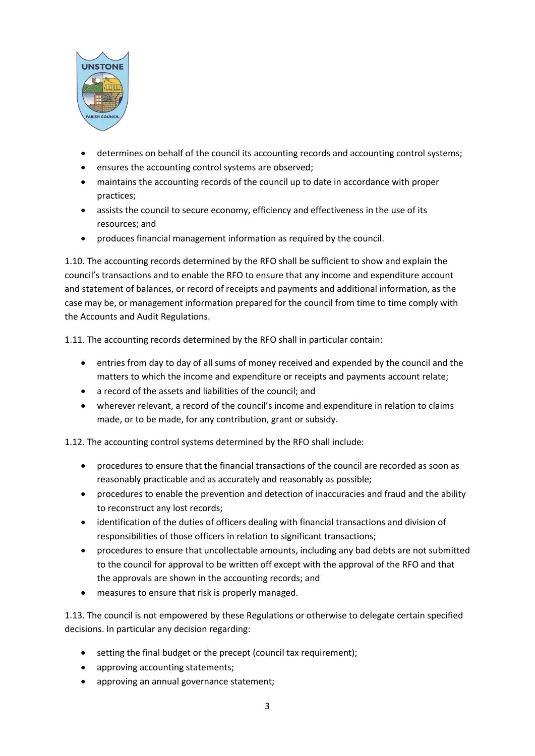- determines on behalf of the council its accounting records and accounting control systems;
- ensures the accounting control systems are observed;
- maintains the accounting records of the council up to date in accordance with proper practices;
- assists the council to secure economy, efficiency and effectiveness in the use of its resources; and
- produces financial management information as required by the council.

1.10. The accounting records determined by the RFO shall be sufficient to show and explain the council's transactions and to enable the RFO to ensure that any income and expenditure account and statement of balances, or record of receipts and payments and additional information, as the case may be, or management information prepared for the council from time to time comply with the Accounts and Audit Regulations.

1.11. The accounting records determined by the RFO shall in particular contain:

- entries from day to day of all sums of money received and expended by the council and the matters to which the income and expenditure or receipts and payments account relate;
- a record of the assets and liabilities of the council; and
- wherever relevant, a record of the council's income and expenditure in relation to claims made, or to be made, for any contribution, grant or subsidy.

1.12. The accounting control systems determined by the RFO shall include:

- procedures to ensure that the financial transactions of the council are recorded as soon as reasonably practicable and as accurately and reasonably as possible;
- procedures to enable the prevention and detection of inaccuracies and fraud and the ability to reconstruct any lost records;
- identification of the duties of officers dealing with financial transactions and division of responsibilities of those officers in relation to significant transactions;
- procedures to ensure that uncollectable amounts, including any bad debts are not submitted to the council for approval to be written off except with the approval of the RFO and that the approvals are shown in the accounting records; and
- measures to ensure that risk is properly managed.

1.13. The council is not empowered by these Regulations or otherwise to delegate certain specified decisions. In particular any decision regarding:

- setting the final budget or the precept (council tax requirement);
- approving accounting statements;
- approving an annual governance statement;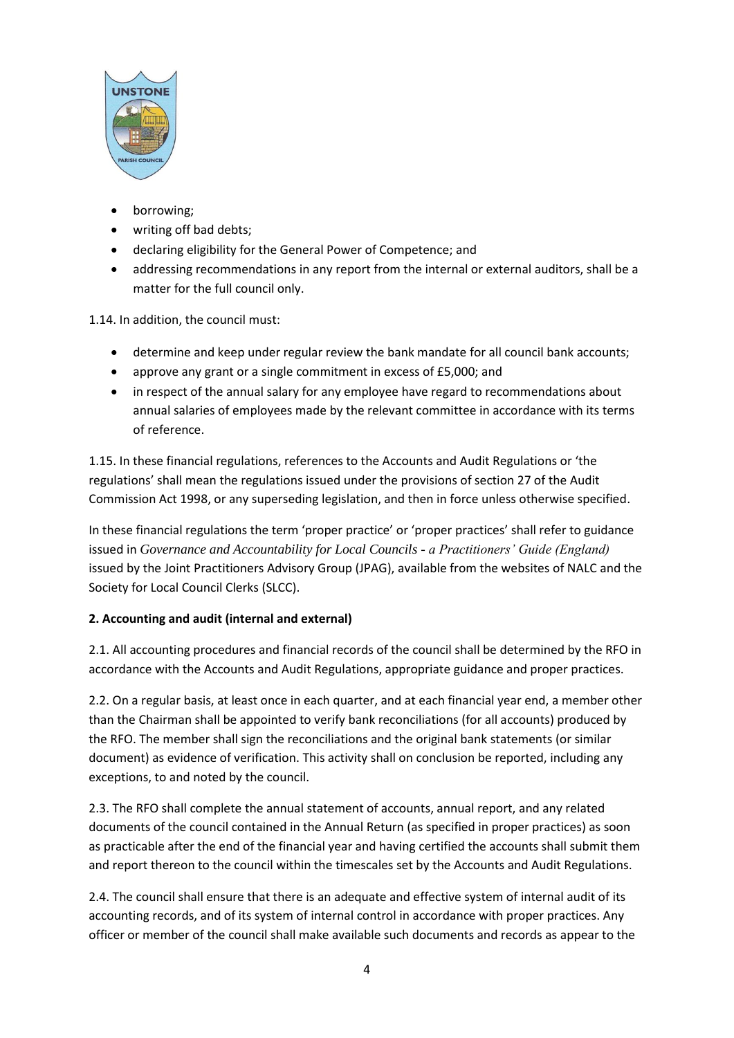- borrowing;
- writing off bad debts;
- declaring eligibility for the General Power of Competence; and
- addressing recommendations in any report from the internal or external auditors, shall be a matter for the full council only.

1.14. In addition, the council must:

- determine and keep under regular review the bank mandate for all council bank accounts;
- approve any grant or a single commitment in excess of £5,000; and
- in respect of the annual salary for any employee have regard to recommendations about annual salaries of employees made by the relevant committee in accordance with its terms of reference.

1.15. In these financial regulations, references to the Accounts and Audit Regulations or 'the regulations' shall mean the regulations issued under the provisions of section 27 of the Audit Commission Act 1998, or any superseding legislation, and then in force unless otherwise specified.

In these financial regulations the term 'proper practice' or 'proper practices' shall refer to guidance issued in *Governance and Accountability for Local Councils - a Practitioners' Guide (England)* issued by the Joint Practitioners Advisory Group (JPAG), available from the websites of NALC and the Society for Local Council Clerks (SLCC).

**2. Accounting and audit (internal and external)**

2.1. All accounting procedures and financial records of the council shall be determined by the RFO in accordance with the Accounts and Audit Regulations, appropriate guidance and proper practices.

2.2. On a regular basis, at least once in each quarter, and at each financial year end, a member other than the Chairman shall be appointed to verify bank reconciliations (for all accounts) produced by the RFO. The member shall sign the reconciliations and the original bank statements (or similar document) as evidence of verification. This activity shall on conclusion be reported, including any exceptions, to and noted by the council.

2.3. The RFO shall complete the annual statement of accounts, annual report, and any related documents of the council contained in the Annual Return (as specified in proper practices) as soon as practicable after the end of the financial year and having certified the accounts shall submit them and report thereon to the council within the timescales set by the Accounts and Audit Regulations.

2.4. The council shall ensure that there is an adequate and effective system of internal audit of its accounting records, and of its system of internal control in accordance with proper practices. Any officer or member of the council shall make available such documents and records as appear to the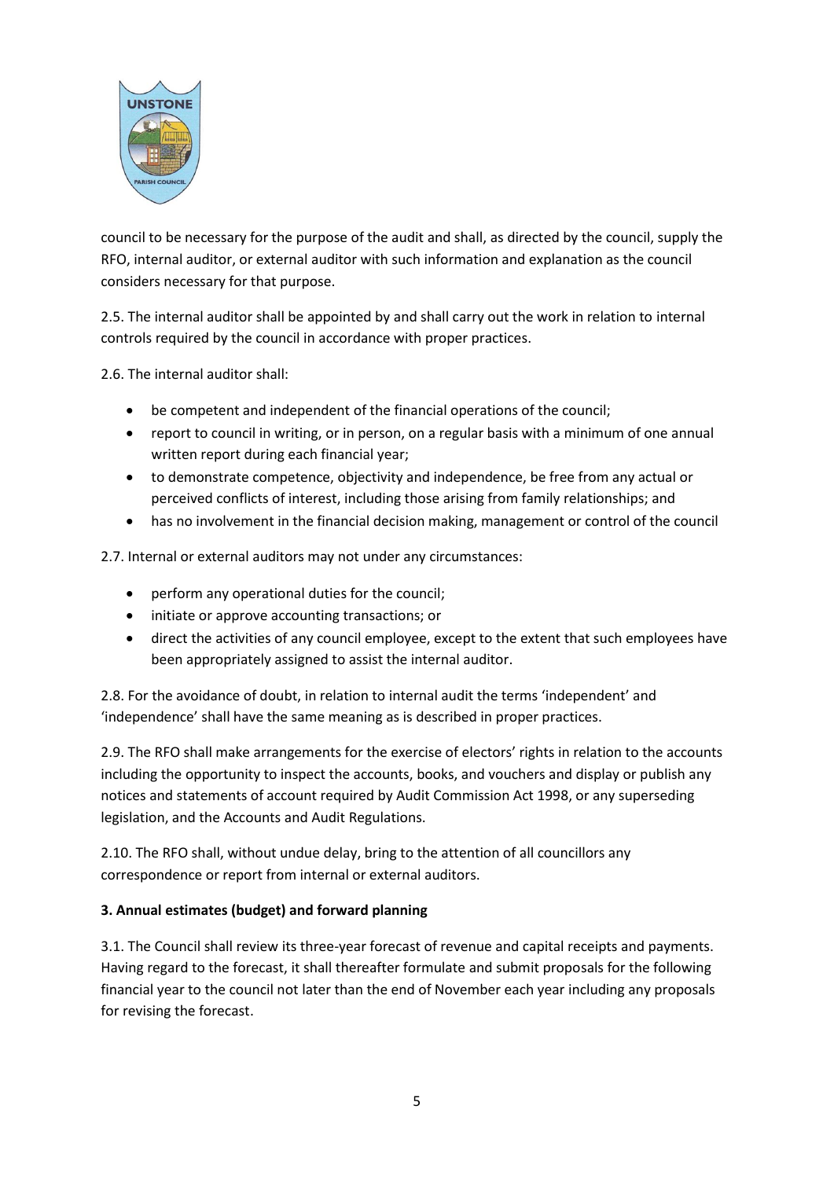council to be necessary for the purpose of the audit and shall, as directed by the council, supply the RFO, internal auditor, or external auditor with such information and explanation as the council considers necessary for that purpose.

2.5. The internal auditor shall be appointed by and shall carry out the work in relation to internal controls required by the council in accordance with proper practices.

2.6. The internal auditor shall:

- be competent and independent of the financial operations of the council;
- report to council in writing, or in person, on a regular basis with a minimum of one annual written report during each financial year;
- to demonstrate competence, objectivity and independence, be free from any actual or perceived conflicts of interest, including those arising from family relationships; and
- has no involvement in the financial decision making, management or control of the council

2.7. Internal or external auditors may not under any circumstances:

- perform any operational duties for the council;
- initiate or approve accounting transactions; or
- direct the activities of any council employee, except to the extent that such employees have been appropriately assigned to assist the internal auditor.

2.8. For the avoidance of doubt, in relation to internal audit the terms 'independent' and 'independence' shall have the same meaning as is described in proper practices.

2.9. The RFO shall make arrangements for the exercise of electors' rights in relation to the accounts including the opportunity to inspect the accounts, books, and vouchers and display or publish any notices and statements of account required by Audit Commission Act 1998, or any superseding legislation, and the Accounts and Audit Regulations.

2.10. The RFO shall, without undue delay, bring to the attention of all councillors any correspondence or report from internal or external auditors.

**3. Annual estimates (budget) and forward planning**

3.1. The Council shall review its three-year forecast of revenue and capital receipts and payments. Having regard to the forecast, it shall thereafter formulate and submit proposals for the following financial year to the council not later than the end of November each year including any proposals for revising the forecast.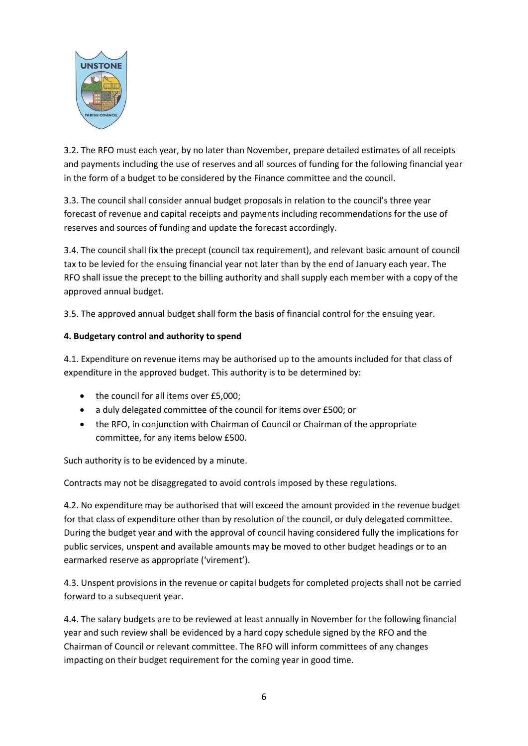3.2. The RFO must each year, by no later than November, prepare detailed estimates of all receipts and payments including the use of reserves and all sources of funding for the following financial year in the form of a budget to be considered by the Finance committee and the council.

3.3. The council shall consider annual budget proposals in relation to the council's three year forecast of revenue and capital receipts and payments including recommendations for the use of reserves and sources of funding and update the forecast accordingly.

3.4. The council shall fix the precept (council tax requirement), and relevant basic amount of council tax to be levied for the ensuing financial year not later than by the end of January each year. The RFO shall issue the precept to the billing authority and shall supply each member with a copy of the approved annual budget.

3.5. The approved annual budget shall form the basis of financial control for the ensuing year.

**4. Budgetary control and authority to spend**

4.1. Expenditure on revenue items may be authorised up to the amounts included for that class of expenditure in the approved budget. This authority is to be determined by:

- the council for all items over £5,000;
- a duly delegated committee of the council for items over £500; or
- the RFO, in conjunction with Chairman of Council or Chairman of the appropriate committee, for any items below £500.

Such authority is to be evidenced by a minute.

Contracts may not be disaggregated to avoid controls imposed by these regulations.

4.2. No expenditure may be authorised that will exceed the amount provided in the revenue budget for that class of expenditure other than by resolution of the council, or duly delegated committee. During the budget year and with the approval of council having considered fully the implications for public services, unspent and available amounts may be moved to other budget headings or to an earmarked reserve as appropriate ('virement').

4.3. Unspent provisions in the revenue or capital budgets for completed projects shall not be carried forward to a subsequent year.

4.4. The salary budgets are to be reviewed at least annually in November for the following financial year and such review shall be evidenced by a hard copy schedule signed by the RFO and the Chairman of Council or relevant committee. The RFO will inform committees of any changes impacting on their budget requirement for the coming year in good time.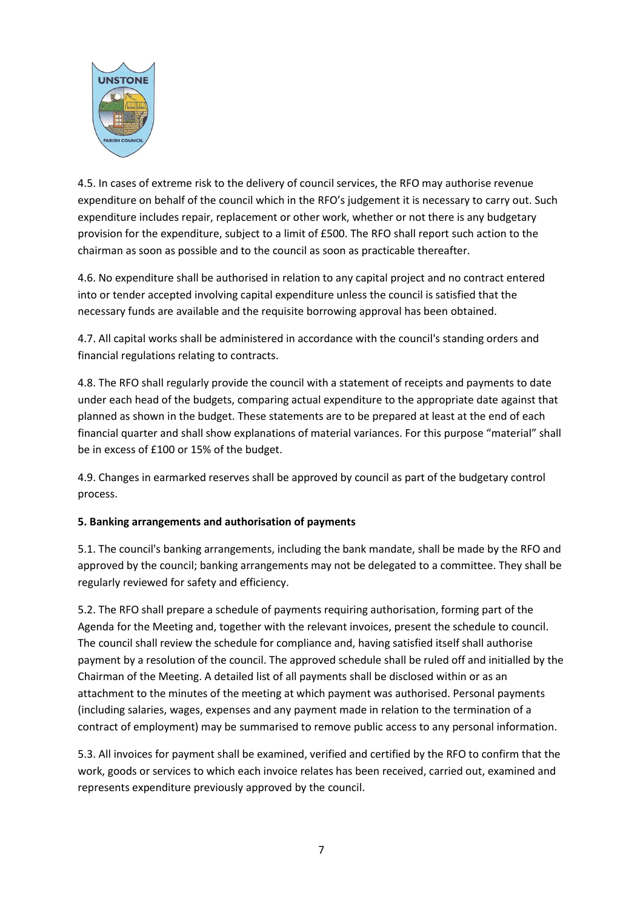4.5. In cases of extreme risk to the delivery of council services, the RFO may authorise revenue expenditure on behalf of the council which in the RFO's judgement it is necessary to carry out. Such expenditure includes repair, replacement or other work, whether or not there is any budgetary provision for the expenditure, subject to a limit of £500. The RFO shall report such action to the chairman as soon as possible and to the council as soon as practicable thereafter.

4.6. No expenditure shall be authorised in relation to any capital project and no contract entered into or tender accepted involving capital expenditure unless the council is satisfied that the necessary funds are available and the requisite borrowing approval has been obtained.

4.7. All capital works shall be administered in accordance with the council's standing orders and financial regulations relating to contracts.

4.8. The RFO shall regularly provide the council with a statement of receipts and payments to date under each head of the budgets, comparing actual expenditure to the appropriate date against that planned as shown in the budget. These statements are to be prepared at least at the end of each financial quarter and shall show explanations of material variances. For this purpose "material" shall be in excess of £100 or 15% of the budget.

4.9. Changes in earmarked reserves shall be approved by council as part of the budgetary control process.

**5. Banking arrangements and authorisation of payments**

5.1. The council's banking arrangements, including the bank mandate, shall be made by the RFO and approved by the council; banking arrangements may not be delegated to a committee. They shall be regularly reviewed for safety and efficiency.

5.2. The RFO shall prepare a schedule of payments requiring authorisation, forming part of the Agenda for the Meeting and, together with the relevant invoices, present the schedule to council. The council shall review the schedule for compliance and, having satisfied itself shall authorise payment by a resolution of the council. The approved schedule shall be ruled off and initialled by the Chairman of the Meeting. A detailed list of all payments shall be disclosed within or as an attachment to the minutes of the meeting at which payment was authorised. Personal payments (including salaries, wages, expenses and any payment made in relation to the termination of a contract of employment) may be summarised to remove public access to any personal information.

5.3. All invoices for payment shall be examined, verified and certified by the RFO to confirm that the work, goods or services to which each invoice relates has been received, carried out, examined and represents expenditure previously approved by the council.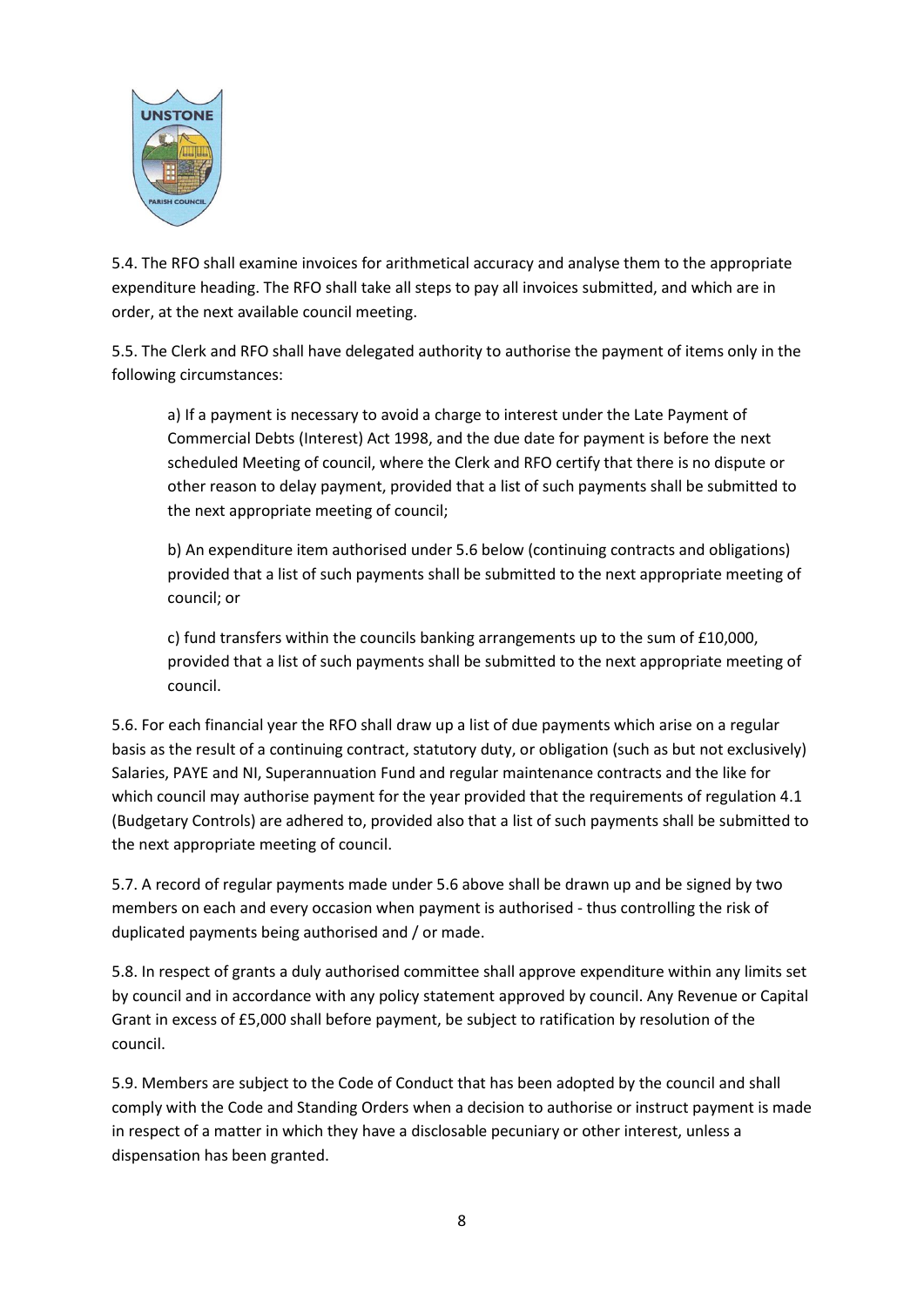5.4. The RFO shall examine invoices for arithmetical accuracy and analyse them to the appropriate expenditure heading. The RFO shall take all steps to pay all invoices submitted, and which are in order, at the next available council meeting.

5.5. The Clerk and RFO shall have delegated authority to authorise the payment of items only in the following circumstances:

> a) If a payment is necessary to avoid a charge to interest under the Late Payment of Commercial Debts (Interest) Act 1998, and the due date for payment is before the next scheduled Meeting of council, where the Clerk and RFO certify that there is no dispute or other reason to delay payment, provided that a list of such payments shall be submitted to the next appropriate meeting of council;
>
> b) An expenditure item authorised under 5.6 below (continuing contracts and obligations) provided that a list of such payments shall be submitted to the next appropriate meeting of council; or
>
> c) fund transfers within the councils banking arrangements up to the sum of £10,000, provided that a list of such payments shall be submitted to the next appropriate meeting of council.

5.6. For each financial year the RFO shall draw up a list of due payments which arise on a regular basis as the result of a continuing contract, statutory duty, or obligation (such as but not exclusively) Salaries, PAYE and NI, Superannuation Fund and regular maintenance contracts and the like for which council may authorise payment for the year provided that the requirements of regulation 4.1 (Budgetary Controls) are adhered to, provided also that a list of such payments shall be submitted to the next appropriate meeting of council.

5.7. A record of regular payments made under 5.6 above shall be drawn up and be signed by two members on each and every occasion when payment is authorised - thus controlling the risk of duplicated payments being authorised and / or made.

5.8. In respect of grants a duly authorised committee shall approve expenditure within any limits set by council and in accordance with any policy statement approved by council. Any Revenue or Capital Grant in excess of £5,000 shall before payment, be subject to ratification by resolution of the council.

5.9. Members are subject to the Code of Conduct that has been adopted by the council and shall comply with the Code and Standing Orders when a decision to authorise or instruct payment is made in respect of a matter in which they have a disclosable pecuniary or other interest, unless a dispensation has been granted.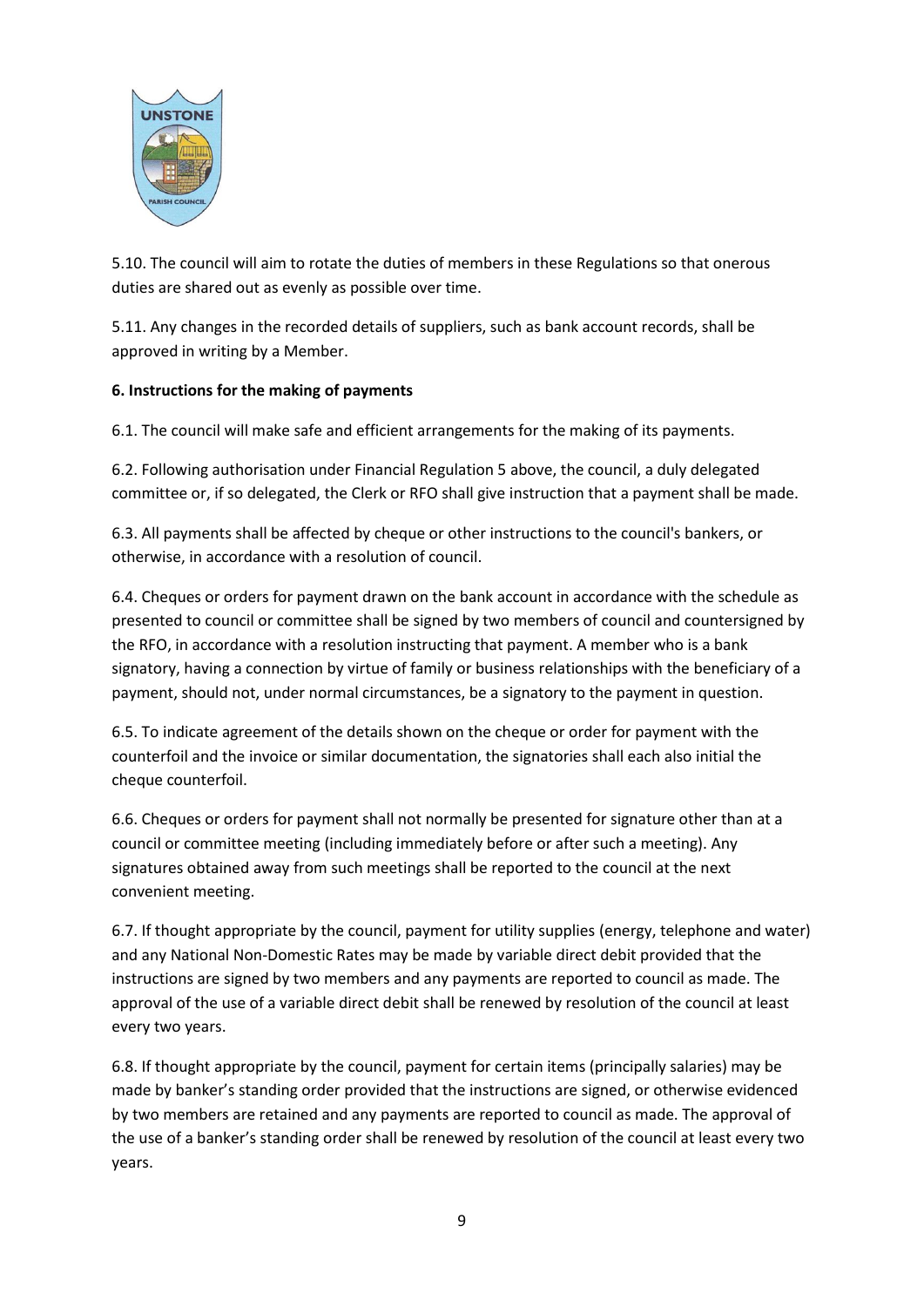5.10. The council will aim to rotate the duties of members in these Regulations so that onerous duties are shared out as evenly as possible over time.

5.11. Any changes in the recorded details of suppliers, such as bank account records, shall be approved in writing by a Member.

**6. Instructions for the making of payments**

6.1. The council will make safe and efficient arrangements for the making of its payments.

6.2. Following authorisation under Financial Regulation 5 above, the council, a duly delegated committee or, if so delegated, the Clerk or RFO shall give instruction that a payment shall be made.

6.3. All payments shall be affected by cheque or other instructions to the council's bankers, or otherwise, in accordance with a resolution of council.

6.4. Cheques or orders for payment drawn on the bank account in accordance with the schedule as presented to council or committee shall be signed by two members of council and countersigned by the RFO, in accordance with a resolution instructing that payment. A member who is a bank signatory, having a connection by virtue of family or business relationships with the beneficiary of a payment, should not, under normal circumstances, be a signatory to the payment in question.

6.5. To indicate agreement of the details shown on the cheque or order for payment with the counterfoil and the invoice or similar documentation, the signatories shall each also initial the cheque counterfoil.

6.6. Cheques or orders for payment shall not normally be presented for signature other than at a council or committee meeting (including immediately before or after such a meeting). Any signatures obtained away from such meetings shall be reported to the council at the next convenient meeting.

6.7. If thought appropriate by the council, payment for utility supplies (energy, telephone and water) and any National Non-Domestic Rates may be made by variable direct debit provided that the instructions are signed by two members and any payments are reported to council as made. The approval of the use of a variable direct debit shall be renewed by resolution of the council at least every two years.

6.8. If thought appropriate by the council, payment for certain items (principally salaries) may be made by banker's standing order provided that the instructions are signed, or otherwise evidenced by two members are retained and any payments are reported to council as made. The approval of the use of a banker's standing order shall be renewed by resolution of the council at least every two years.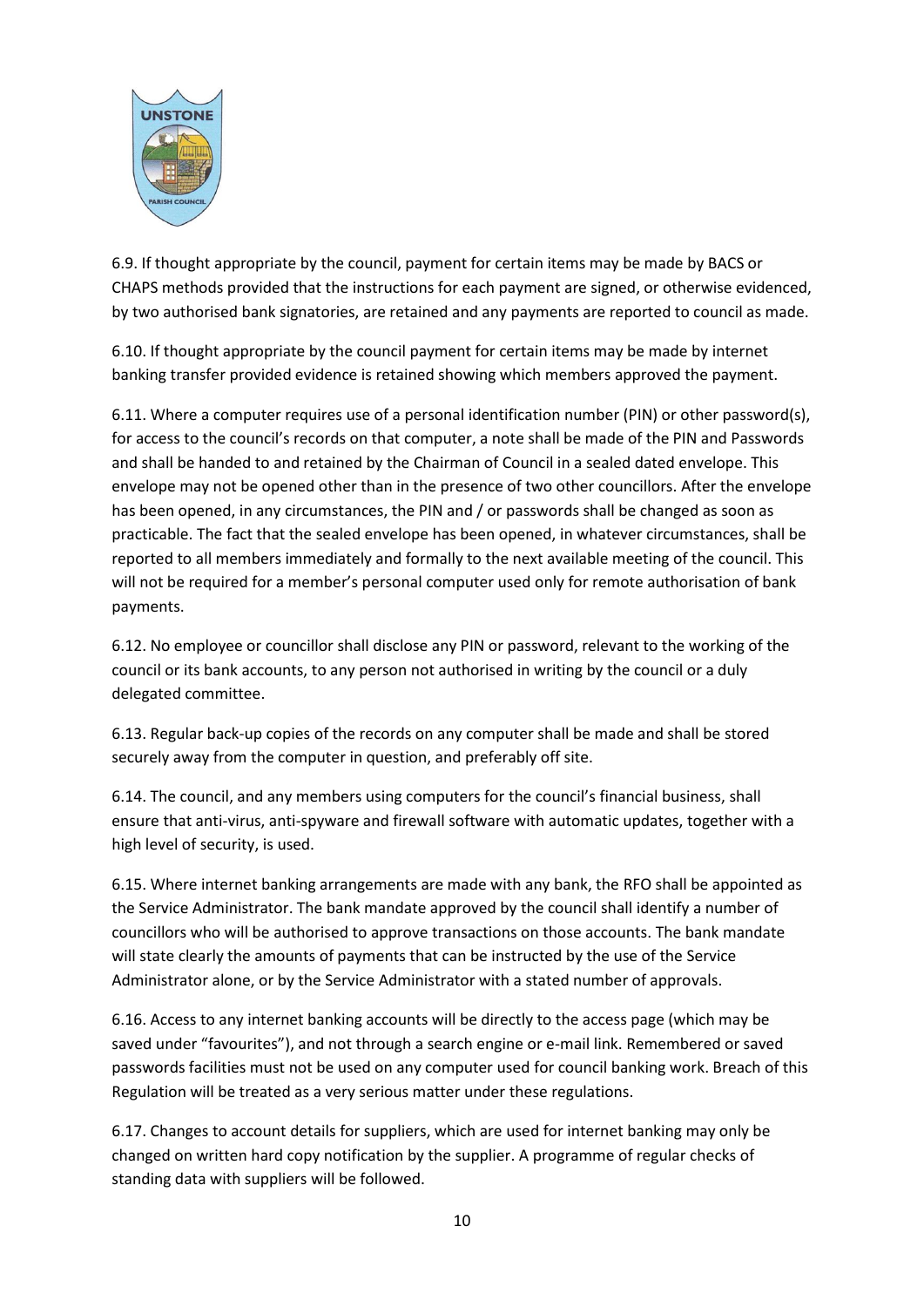6.9. If thought appropriate by the council, payment for certain items may be made by BACS or CHAPS methods provided that the instructions for each payment are signed, or otherwise evidenced, by two authorised bank signatories, are retained and any payments are reported to council as made.

6.10. If thought appropriate by the council payment for certain items may be made by internet banking transfer provided evidence is retained showing which members approved the payment.

6.11. Where a computer requires use of a personal identification number (PIN) or other password(s), for access to the council's records on that computer, a note shall be made of the PIN and Passwords and shall be handed to and retained by the Chairman of Council in a sealed dated envelope. This envelope may not be opened other than in the presence of two other councillors. After the envelope has been opened, in any circumstances, the PIN and / or passwords shall be changed as soon as practicable. The fact that the sealed envelope has been opened, in whatever circumstances, shall be reported to all members immediately and formally to the next available meeting of the council. This will not be required for a member's personal computer used only for remote authorisation of bank payments.

6.12. No employee or councillor shall disclose any PIN or password, relevant to the working of the council or its bank accounts, to any person not authorised in writing by the council or a duly delegated committee.

6.13. Regular back-up copies of the records on any computer shall be made and shall be stored securely away from the computer in question, and preferably off site.

6.14. The council, and any members using computers for the council's financial business, shall ensure that anti-virus, anti-spyware and firewall software with automatic updates, together with a high level of security, is used.

6.15. Where internet banking arrangements are made with any bank, the RFO shall be appointed as the Service Administrator. The bank mandate approved by the council shall identify a number of councillors who will be authorised to approve transactions on those accounts. The bank mandate will state clearly the amounts of payments that can be instructed by the use of the Service Administrator alone, or by the Service Administrator with a stated number of approvals.

6.16. Access to any internet banking accounts will be directly to the access page (which may be saved under "favourites"), and not through a search engine or e-mail link. Remembered or saved passwords facilities must not be used on any computer used for council banking work. Breach of this Regulation will be treated as a very serious matter under these regulations.

6.17. Changes to account details for suppliers, which are used for internet banking may only be changed on written hard copy notification by the supplier. A programme of regular checks of standing data with suppliers will be followed.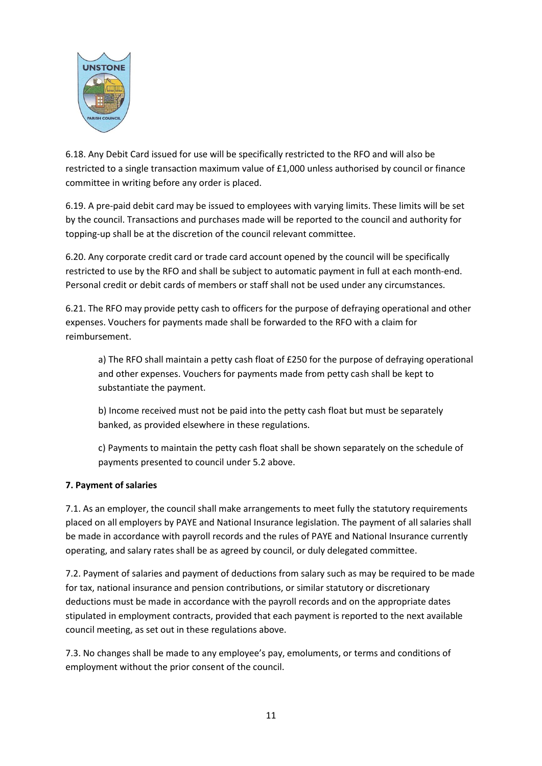6.18. Any Debit Card issued for use will be specifically restricted to the RFO and will also be restricted to a single transaction maximum value of £1,000 unless authorised by council or finance committee in writing before any order is placed.

6.19. A pre-paid debit card may be issued to employees with varying limits. These limits will be set by the council. Transactions and purchases made will be reported to the council and authority for topping-up shall be at the discretion of the council relevant committee.

6.20. Any corporate credit card or trade card account opened by the council will be specifically restricted to use by the RFO and shall be subject to automatic payment in full at each month-end. Personal credit or debit cards of members or staff shall not be used under any circumstances.

6.21. The RFO may provide petty cash to officers for the purpose of defraying operational and other expenses. Vouchers for payments made shall be forwarded to the RFO with a claim for reimbursement.

a) The RFO shall maintain a petty cash float of £250 for the purpose of defraying operational and other expenses. Vouchers for payments made from petty cash shall be kept to substantiate the payment.

b) Income received must not be paid into the petty cash float but must be separately banked, as provided elsewhere in these regulations.

c) Payments to maintain the petty cash float shall be shown separately on the schedule of payments presented to council under 5.2 above.

**7. Payment of salaries**

7.1. As an employer, the council shall make arrangements to meet fully the statutory requirements placed on all employers by PAYE and National Insurance legislation. The payment of all salaries shall be made in accordance with payroll records and the rules of PAYE and National Insurance currently operating, and salary rates shall be as agreed by council, or duly delegated committee.

7.2. Payment of salaries and payment of deductions from salary such as may be required to be made for tax, national insurance and pension contributions, or similar statutory or discretionary deductions must be made in accordance with the payroll records and on the appropriate dates stipulated in employment contracts, provided that each payment is reported to the next available council meeting, as set out in these regulations above.

7.3. No changes shall be made to any employee's pay, emoluments, or terms and conditions of employment without the prior consent of the council.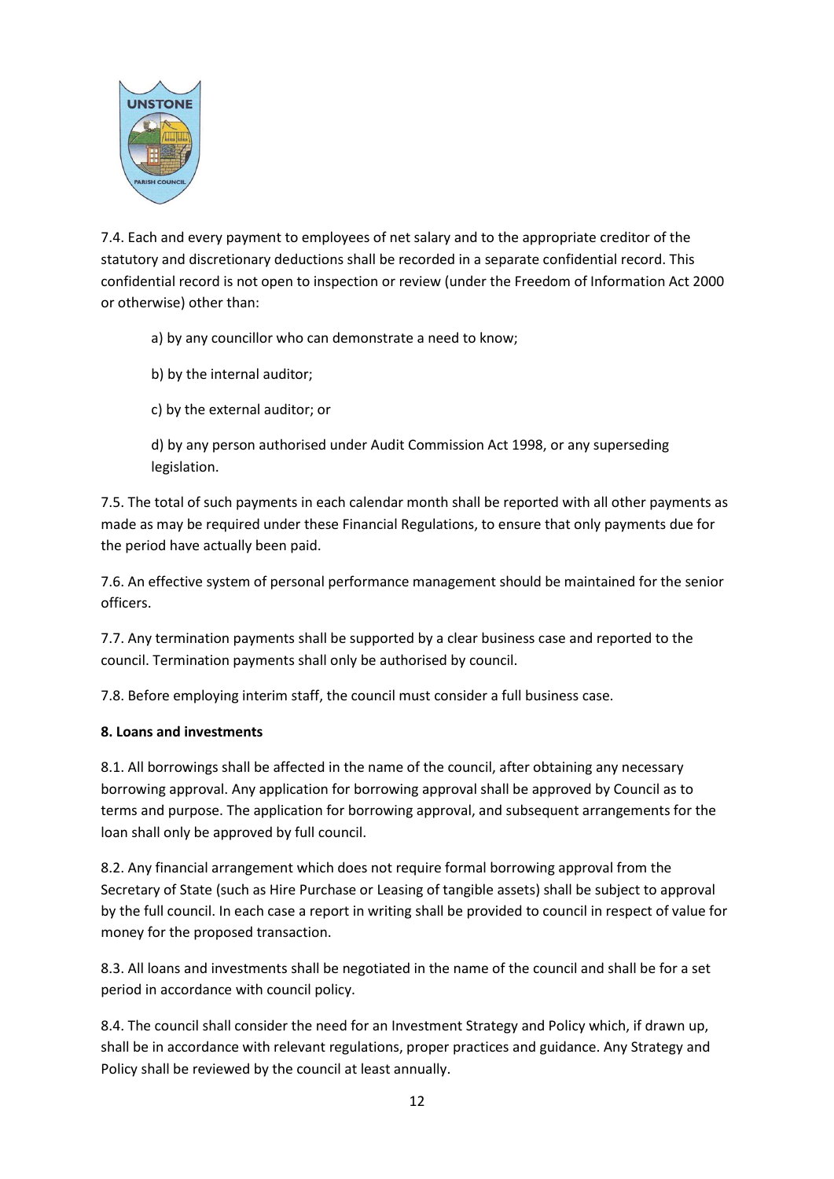7.4. Each and every payment to employees of net salary and to the appropriate creditor of the statutory and discretionary deductions shall be recorded in a separate confidential record. This confidential record is not open to inspection or review (under the Freedom of Information Act 2000 or otherwise) other than:

a) by any councillor who can demonstrate a need to know;

b) by the internal auditor;

c) by the external auditor; or

d) by any person authorised under Audit Commission Act 1998, or any superseding legislation.

7.5. The total of such payments in each calendar month shall be reported with all other payments as made as may be required under these Financial Regulations, to ensure that only payments due for the period have actually been paid.

7.6. An effective system of personal performance management should be maintained for the senior officers.

7.7. Any termination payments shall be supported by a clear business case and reported to the council. Termination payments shall only be authorised by council.

7.8. Before employing interim staff, the council must consider a full business case.

**8. Loans and investments**

8.1. All borrowings shall be affected in the name of the council, after obtaining any necessary borrowing approval. Any application for borrowing approval shall be approved by Council as to terms and purpose. The application for borrowing approval, and subsequent arrangements for the loan shall only be approved by full council.

8.2. Any financial arrangement which does not require formal borrowing approval from the Secretary of State (such as Hire Purchase or Leasing of tangible assets) shall be subject to approval by the full council. In each case a report in writing shall be provided to council in respect of value for money for the proposed transaction.

8.3. All loans and investments shall be negotiated in the name of the council and shall be for a set period in accordance with council policy.

8.4. The council shall consider the need for an Investment Strategy and Policy which, if drawn up, shall be in accordance with relevant regulations, proper practices and guidance. Any Strategy and Policy shall be reviewed by the council at least annually.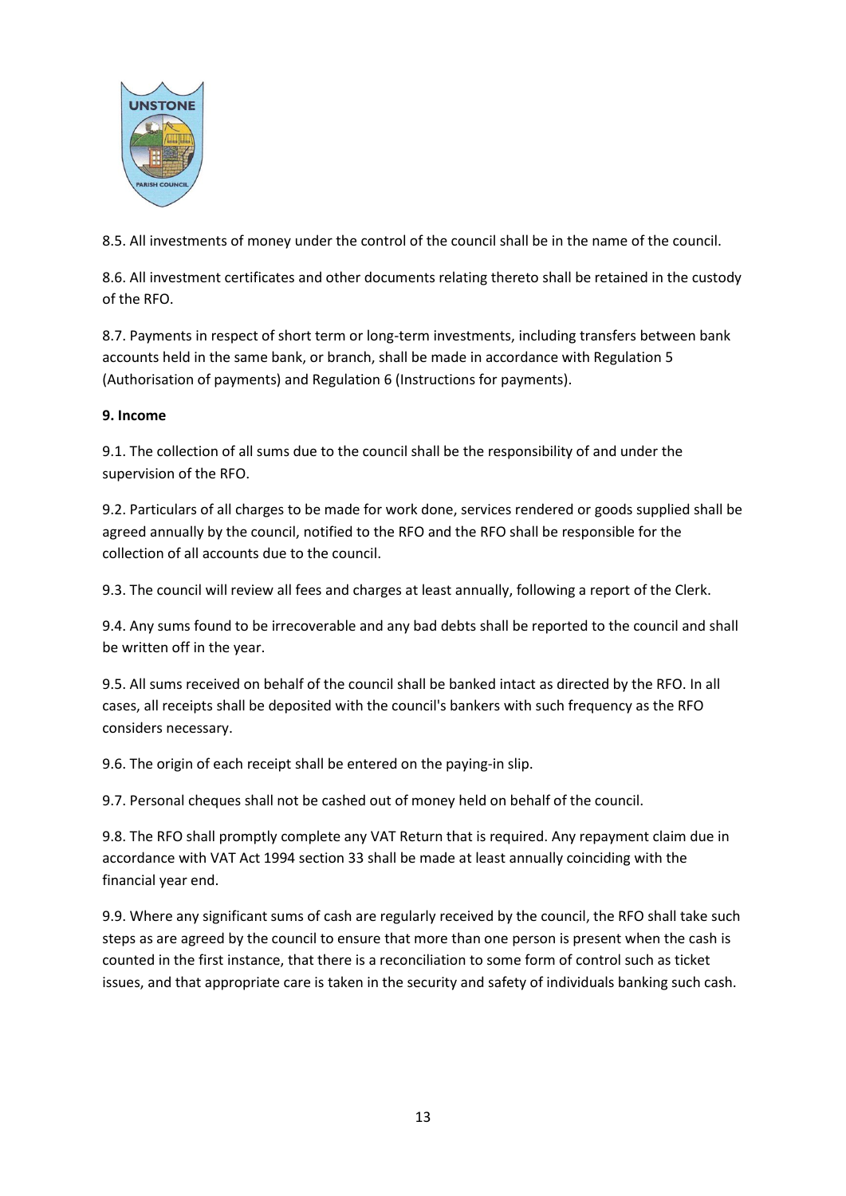8.5. All investments of money under the control of the council shall be in the name of the council.

8.6. All investment certificates and other documents relating thereto shall be retained in the custody of the RFO.

8.7. Payments in respect of short term or long-term investments, including transfers between bank accounts held in the same bank, or branch, shall be made in accordance with Regulation 5 (Authorisation of payments) and Regulation 6 (Instructions for payments).

**9. Income**

9.1. The collection of all sums due to the council shall be the responsibility of and under the supervision of the RFO.

9.2. Particulars of all charges to be made for work done, services rendered or goods supplied shall be agreed annually by the council, notified to the RFO and the RFO shall be responsible for the collection of all accounts due to the council.

9.3. The council will review all fees and charges at least annually, following a report of the Clerk.

9.4. Any sums found to be irrecoverable and any bad debts shall be reported to the council and shall be written off in the year.

9.5. All sums received on behalf of the council shall be banked intact as directed by the RFO. In all cases, all receipts shall be deposited with the council's bankers with such frequency as the RFO considers necessary.

9.6. The origin of each receipt shall be entered on the paying-in slip.

9.7. Personal cheques shall not be cashed out of money held on behalf of the council.

9.8. The RFO shall promptly complete any VAT Return that is required. Any repayment claim due in accordance with VAT Act 1994 section 33 shall be made at least annually coinciding with the financial year end.

9.9. Where any significant sums of cash are regularly received by the council, the RFO shall take such steps as are agreed by the council to ensure that more than one person is present when the cash is counted in the first instance, that there is a reconciliation to some form of control such as ticket issues, and that appropriate care is taken in the security and safety of individuals banking such cash.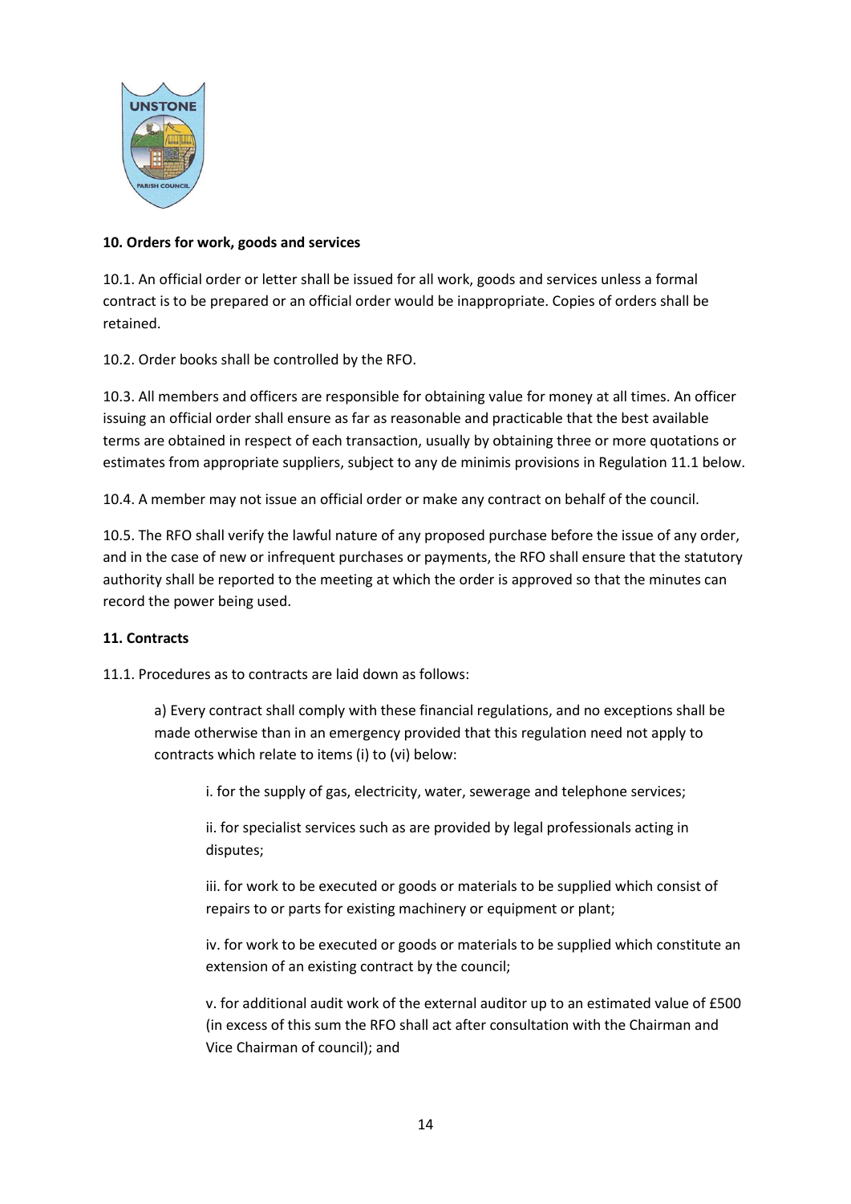## 10. Orders for work, goods and services

10.1. An official order or letter shall be issued for all work, goods and services unless a formal contract is to be prepared or an official order would be inappropriate. Copies of orders shall be retained.

10.2. Order books shall be controlled by the RFO.

10.3. All members and officers are responsible for obtaining value for money at all times. An officer issuing an official order shall ensure as far as reasonable and practicable that the best available terms are obtained in respect of each transaction, usually by obtaining three or more quotations or estimates from appropriate suppliers, subject to any de minimis provisions in Regulation 11.1 below.

10.4. A member may not issue an official order or make any contract on behalf of the council.

10.5. The RFO shall verify the lawful nature of any proposed purchase before the issue of any order, and in the case of new or infrequent purchases or payments, the RFO shall ensure that the statutory authority shall be reported to the meeting at which the order is approved so that the minutes can record the power being used.

## 11. Contracts

11.1. Procedures as to contracts are laid down as follows:

a) Every contract shall comply with these financial regulations, and no exceptions shall be made otherwise than in an emergency provided that this regulation need not apply to contracts which relate to items (i) to (vi) below:

i. for the supply of gas, electricity, water, sewerage and telephone services;

ii. for specialist services such as are provided by legal professionals acting in disputes;

iii. for work to be executed or goods or materials to be supplied which consist of repairs to or parts for existing machinery or equipment or plant;

iv. for work to be executed or goods or materials to be supplied which constitute an extension of an existing contract by the council;

v. for additional audit work of the external auditor up to an estimated value of £500 (in excess of this sum the RFO shall act after consultation with the Chairman and Vice Chairman of council); and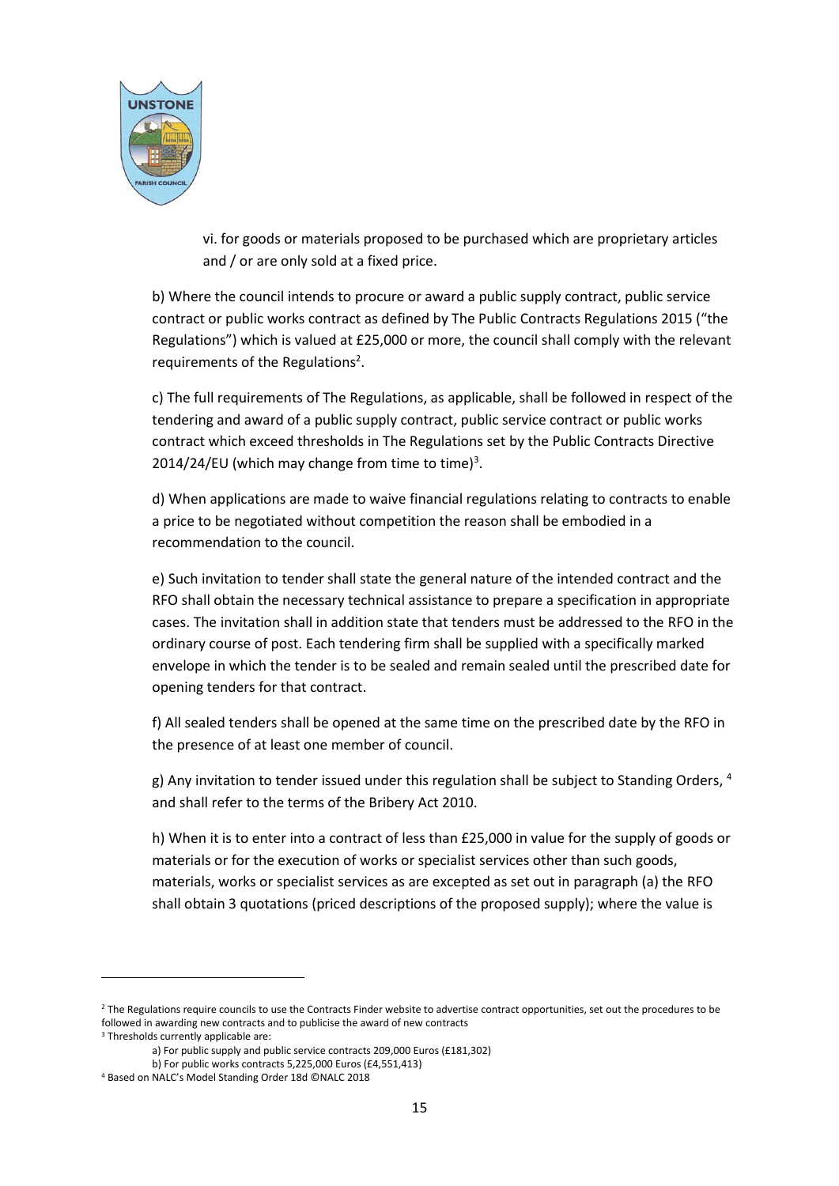vi. for goods or materials proposed to be purchased which are proprietary articles and / or are only sold at a fixed price.

b) Where the council intends to procure or award a public supply contract, public service contract or public works contract as defined by The Public Contracts Regulations 2015 ("the Regulations") which is valued at £25,000 or more, the council shall comply with the relevant requirements of the Regulations[2].

c) The full requirements of The Regulations, as applicable, shall be followed in respect of the tendering and award of a public supply contract, public service contract or public works contract which exceed thresholds in The Regulations set by the Public Contracts Directive 2014/24/EU (which may change from time to time)[3].

d) When applications are made to waive financial regulations relating to contracts to enable a price to be negotiated without competition the reason shall be embodied in a recommendation to the council.

e) Such invitation to tender shall state the general nature of the intended contract and the RFO shall obtain the necessary technical assistance to prepare a specification in appropriate cases. The invitation shall in addition state that tenders must be addressed to the RFO in the ordinary course of post. Each tendering firm shall be supplied with a specifically marked envelope in which the tender is to be sealed and remain sealed until the prescribed date for opening tenders for that contract.

f) All sealed tenders shall be opened at the same time on the prescribed date by the RFO in the presence of at least one member of council.

g) Any invitation to tender issued under this regulation shall be subject to Standing Orders, [4] and shall refer to the terms of the Bribery Act 2010.

h) When it is to enter into a contract of less than £25,000 in value for the supply of goods or materials or for the execution of works or specialist services other than such goods, materials, works or specialist services as are excepted as set out in paragraph (a) the RFO shall obtain 3 quotations (priced descriptions of the proposed supply); where the value is

---

[2] The Regulations require councils to use the Contracts Finder website to advertise contract opportunities, set out the procedures to be followed in awarding new contracts and to publicise the award of new contracts

[3] Thresholds currently applicable are:

a) For public supply and public service contracts 209,000 Euros (£181,302)

b) For public works contracts 5,225,000 Euros (£4,551,413)

[4] Based on NALC's Model Standing Order 18d ©NALC 2018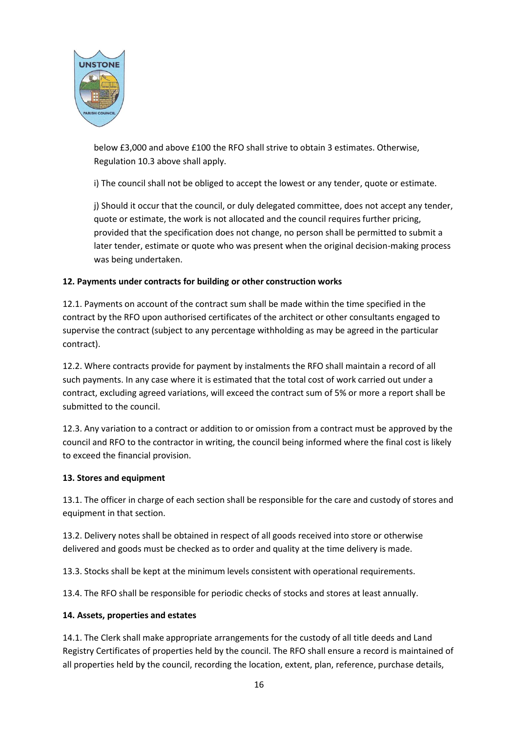below £3,000 and above £100 the RFO shall strive to obtain 3 estimates. Otherwise, Regulation 10.3 above shall apply.

i) The council shall not be obliged to accept the lowest or any tender, quote or estimate.

j) Should it occur that the council, or duly delegated committee, does not accept any tender, quote or estimate, the work is not allocated and the council requires further pricing, provided that the specification does not change, no person shall be permitted to submit a later tender, estimate or quote who was present when the original decision-making process was being undertaken.

**12. Payments under contracts for building or other construction works**

12.1. Payments on account of the contract sum shall be made within the time specified in the contract by the RFO upon authorised certificates of the architect or other consultants engaged to supervise the contract (subject to any percentage withholding as may be agreed in the particular contract).

12.2. Where contracts provide for payment by instalments the RFO shall maintain a record of all such payments. In any case where it is estimated that the total cost of work carried out under a contract, excluding agreed variations, will exceed the contract sum of 5% or more a report shall be submitted to the council.

12.3. Any variation to a contract or addition to or omission from a contract must be approved by the council and RFO to the contractor in writing, the council being informed where the final cost is likely to exceed the financial provision.

**13. Stores and equipment**

13.1. The officer in charge of each section shall be responsible for the care and custody of stores and equipment in that section.

13.2. Delivery notes shall be obtained in respect of all goods received into store or otherwise delivered and goods must be checked as to order and quality at the time delivery is made.

13.3. Stocks shall be kept at the minimum levels consistent with operational requirements.

13.4. The RFO shall be responsible for periodic checks of stocks and stores at least annually.

**14. Assets, properties and estates**

14.1. The Clerk shall make appropriate arrangements for the custody of all title deeds and Land Registry Certificates of properties held by the council. The RFO shall ensure a record is maintained of all properties held by the council, recording the location, extent, plan, reference, purchase details,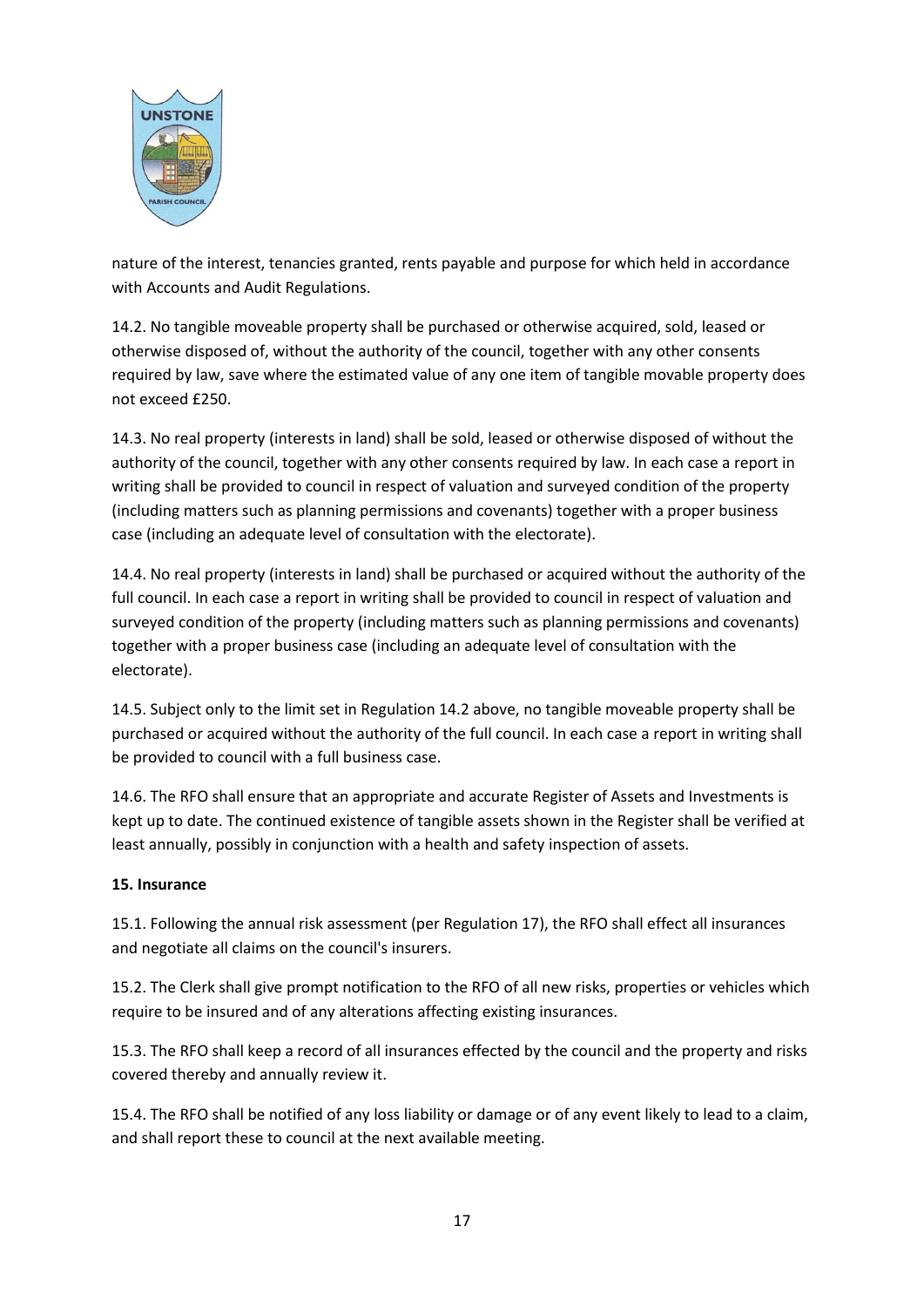nature of the interest, tenancies granted, rents payable and purpose for which held in accordance with Accounts and Audit Regulations.

14.2. No tangible moveable property shall be purchased or otherwise acquired, sold, leased or otherwise disposed of, without the authority of the council, together with any other consents required by law, save where the estimated value of any one item of tangible movable property does not exceed £250.

14.3. No real property (interests in land) shall be sold, leased or otherwise disposed of without the authority of the council, together with any other consents required by law. In each case a report in writing shall be provided to council in respect of valuation and surveyed condition of the property (including matters such as planning permissions and covenants) together with a proper business case (including an adequate level of consultation with the electorate).

14.4. No real property (interests in land) shall be purchased or acquired without the authority of the full council. In each case a report in writing shall be provided to council in respect of valuation and surveyed condition of the property (including matters such as planning permissions and covenants) together with a proper business case (including an adequate level of consultation with the electorate).

14.5. Subject only to the limit set in Regulation 14.2 above, no tangible moveable property shall be purchased or acquired without the authority of the full council. In each case a report in writing shall be provided to council with a full business case.

14.6. The RFO shall ensure that an appropriate and accurate Register of Assets and Investments is kept up to date. The continued existence of tangible assets shown in the Register shall be verified at least annually, possibly in conjunction with a health and safety inspection of assets.

**15. Insurance**

15.1. Following the annual risk assessment (per Regulation 17), the RFO shall effect all insurances and negotiate all claims on the council's insurers.

15.2. The Clerk shall give prompt notification to the RFO of all new risks, properties or vehicles which require to be insured and of any alterations affecting existing insurances.

15.3. The RFO shall keep a record of all insurances effected by the council and the property and risks covered thereby and annually review it.

15.4. The RFO shall be notified of any loss liability or damage or of any event likely to lead to a claim, and shall report these to council at the next available meeting.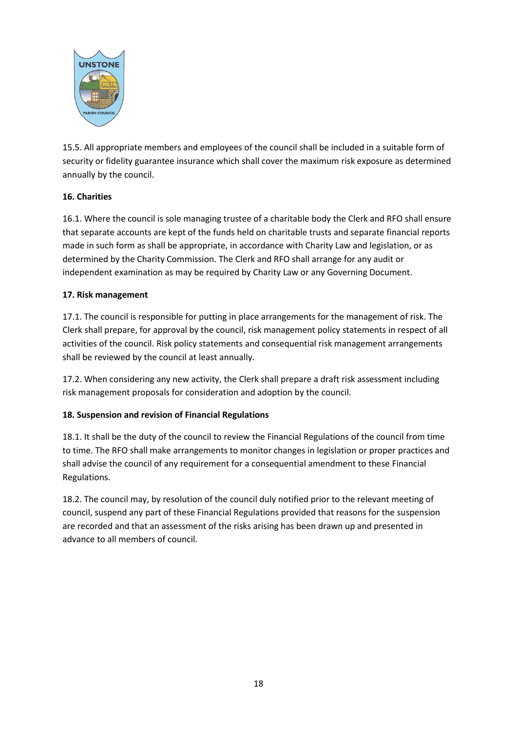15.5. All appropriate members and employees of the council shall be included in a suitable form of security or fidelity guarantee insurance which shall cover the maximum risk exposure as determined annually by the council.

**16. Charities**

16.1. Where the council is sole managing trustee of a charitable body the Clerk and RFO shall ensure that separate accounts are kept of the funds held on charitable trusts and separate financial reports made in such form as shall be appropriate, in accordance with Charity Law and legislation, or as determined by the Charity Commission. The Clerk and RFO shall arrange for any audit or independent examination as may be required by Charity Law or any Governing Document.

**17. Risk management**

17.1. The council is responsible for putting in place arrangements for the management of risk. The Clerk shall prepare, for approval by the council, risk management policy statements in respect of all activities of the council. Risk policy statements and consequential risk management arrangements shall be reviewed by the council at least annually.

17.2. When considering any new activity, the Clerk shall prepare a draft risk assessment including risk management proposals for consideration and adoption by the council.

**18. Suspension and revision of Financial Regulations**

18.1. It shall be the duty of the council to review the Financial Regulations of the council from time to time. The RFO shall make arrangements to monitor changes in legislation or proper practices and shall advise the council of any requirement for a consequential amendment to these Financial Regulations.

18.2. The council may, by resolution of the council duly notified prior to the relevant meeting of council, suspend any part of these Financial Regulations provided that reasons for the suspension are recorded and that an assessment of the risks arising has been drawn up and presented in advance to all members of council.